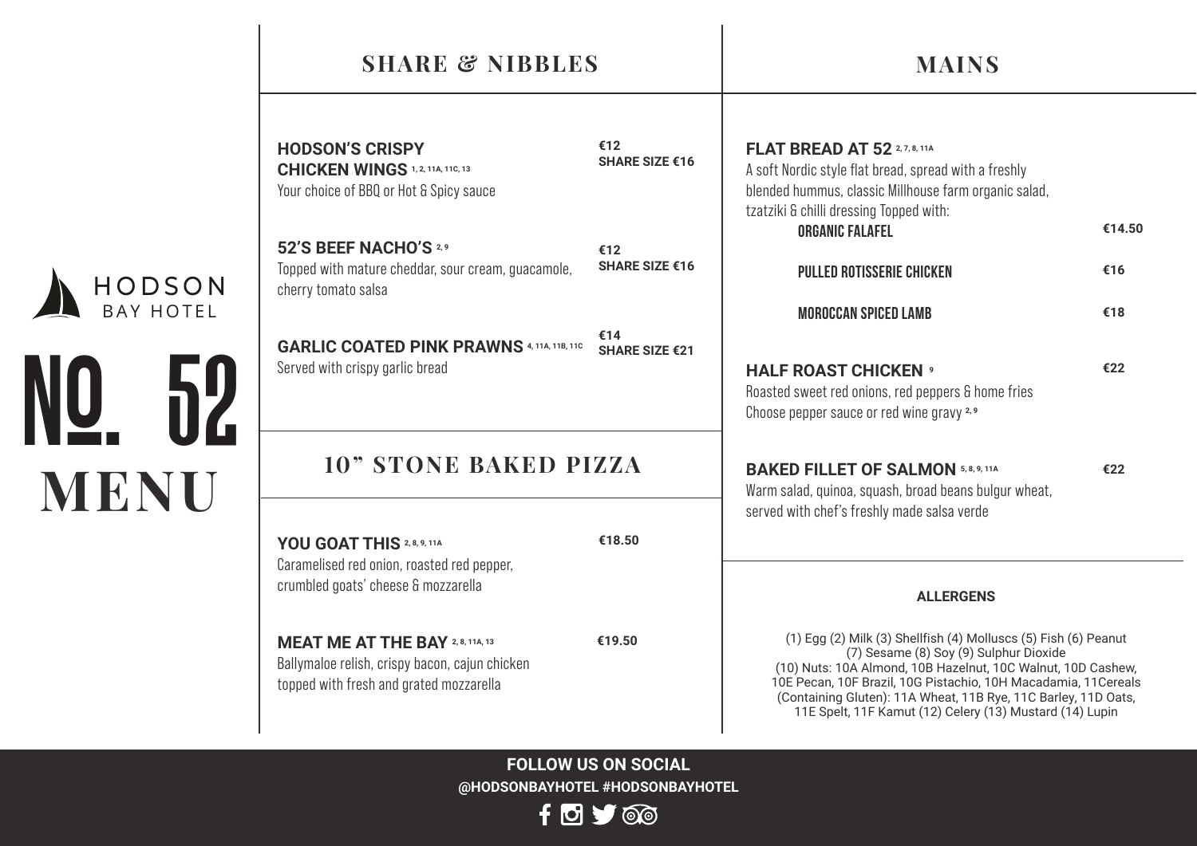HODSON BAY HOTEL

# NO. 52 MENU

## SHARE & NIBBLES

**HODSON'S CRISPY CHICKEN WINGS** [1, 2, 11A, 11C, 13] — €12 / SHARE SIZE €16
Your choice of BBQ or Hot & Spicy sauce

**52'S BEEF NACHO'S** [2, 9] — €12 / SHARE SIZE €16
Topped with mature cheddar, sour cream, guacamole, cherry tomato salsa

**GARLIC COATED PINK PRAWNS** [4, 11A, 11B, 11C] — €14 / SHARE SIZE €21
Served with crispy garlic bread

## 10" STONE BAKED PIZZA

**YOU GOAT THIS** [2, 8, 9, 11A] — €18.50
Caramelised red onion, roasted red pepper, crumbled goats' cheese & mozzarella

**MEAT ME AT THE BAY** [2, 8, 11A, 13] — €19.50
Ballymaloe relish, crispy bacon, cajun chicken topped with fresh and grated mozzarella

## MAINS

**FLAT BREAD AT 52** [2, 7, 8, 11A]
A soft Nordic style flat bread, spread with a freshly blended hummus, classic Millhouse farm organic salad, tzatziki & chilli dressing Topped with:

- ORGANIC FALAFEL — €14.50
- PULLED ROTISSERIE CHICKEN — €16
- MOROCCAN SPICED LAMB — €18

**HALF ROAST CHICKEN** [9] — €22
Roasted sweet red onions, red peppers & home fries
Choose pepper sauce or red wine gravy [2, 9]

**BAKED FILLET OF SALMON** [5, 8, 9, 11A] — €22
Warm salad, quinoa, squash, broad beans bulgur wheat, served with chef's freshly made salsa verde

### ALLERGENS

(1) Egg (2) Milk (3) Shellfish (4) Molluscs (5) Fish (6) Peanut (7) Sesame (8) Soy (9) Sulphur Dioxide (10) Nuts: 10A Almond, 10B Hazelnut, 10C Walnut, 10D Cashew, 10E Pecan, 10F Brazil, 10G Pistachio, 10H Macadamia, 11Cereals (Containing Gluten): 11A Wheat, 11B Rye, 11C Barley, 11D Oats, 11E Spelt, 11F Kamut (12) Celery (13) Mustard (14) Lupin

**FOLLOW US ON SOCIAL**
**@HODSONBAYHOTEL #HODSONBAYHOTEL**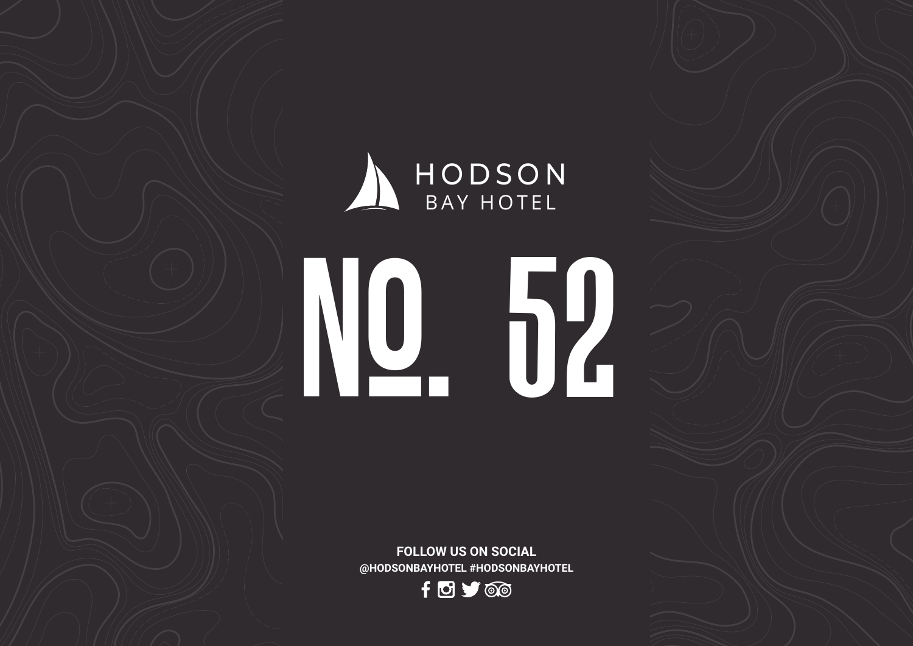HODSON
BAY HOTEL

# No. 52

**FOLLOW US ON SOCIAL**

**@HODSONBAYHOTEL #HODSONBAYHOTEL**